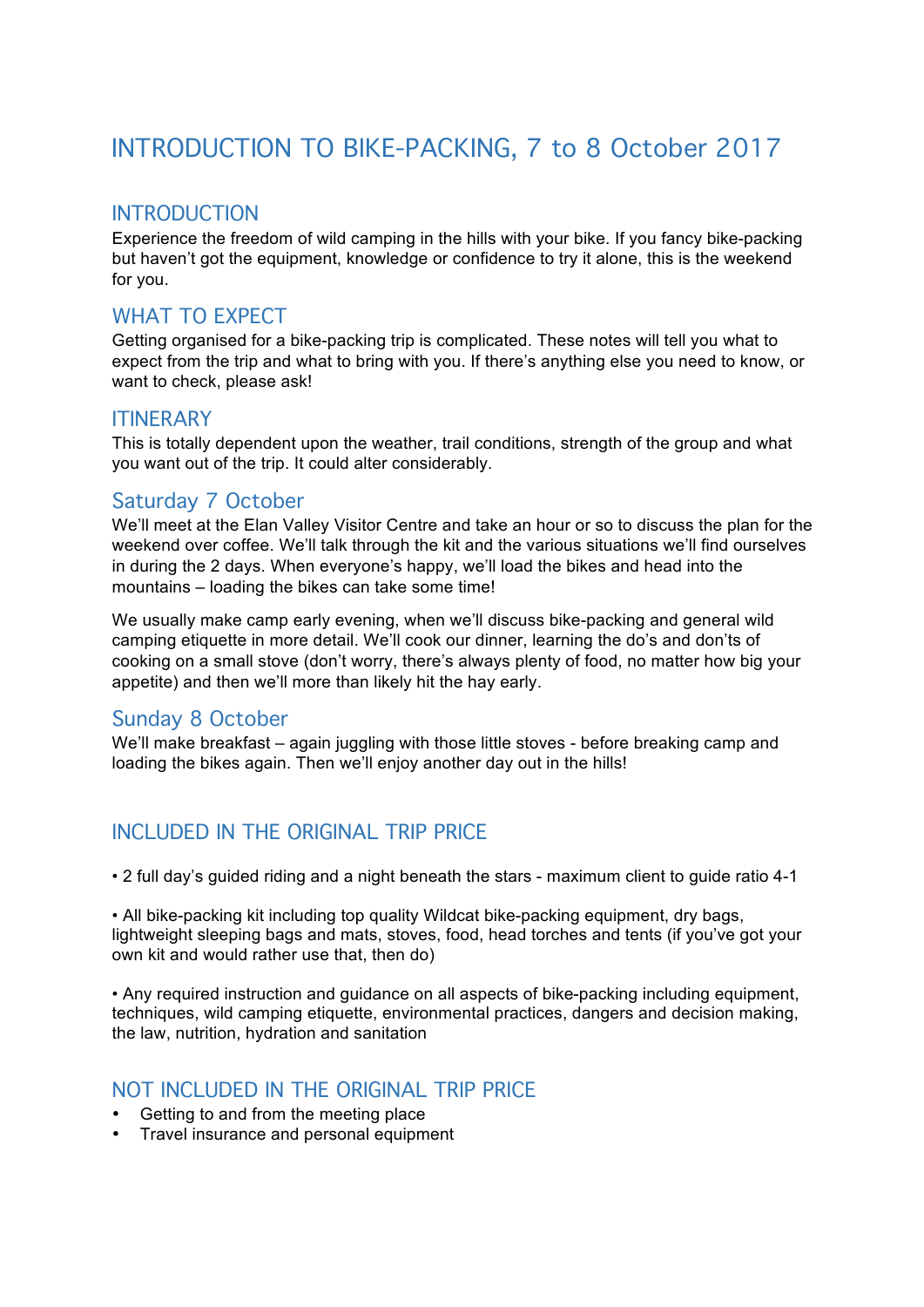# INTRODUCTION TO BIKE-PACKING, 7 to 8 October 2017

## INTRODUCTION

Experience the freedom of wild camping in the hills with your bike. If you fancy bike-packing but haven't got the equipment, knowledge or confidence to try it alone, this is the weekend for you.

## WHAT TO EXPECT

Getting organised for a bike-packing trip is complicated. These notes will tell you what to expect from the trip and what to bring with you. If there's anything else you need to know, or want to check, please ask!

## ITINERARY

This is totally dependent upon the weather, trail conditions, strength of the group and what you want out of the trip. It could alter considerably.

### Saturday 7 October

We'll meet at the Elan Valley Visitor Centre and take an hour or so to discuss the plan for the weekend over coffee. We'll talk through the kit and the various situations we'll find ourselves in during the 2 days. When everyone's happy, we'll load the bikes and head into the mountains – loading the bikes can take some time!

We usually make camp early evening, when we'll discuss bike-packing and general wild camping etiquette in more detail. We'll cook our dinner, learning the do's and don'ts of cooking on a small stove (don't worry, there's always plenty of food, no matter how big your appetite) and then we'll more than likely hit the hay early.

### Sunday 8 October

We'll make breakfast – again juggling with those little stoves - before breaking camp and loading the bikes again. Then we'll enjoy another day out in the hills!

## INCLUDED IN THE ORIGINAL TRIP PRICE

• 2 full day's guided riding and a night beneath the stars - maximum client to guide ratio 4-1

• All bike-packing kit including top quality Wildcat bike-packing equipment, dry bags, lightweight sleeping bags and mats, stoves, food, head torches and tents (if you've got your own kit and would rather use that, then do)

• Any required instruction and guidance on all aspects of bike-packing including equipment, techniques, wild camping etiquette, environmental practices, dangers and decision making, the law, nutrition, hydration and sanitation

## NOT INCLUDED IN THE ORIGINAL TRIP PRICE

- Getting to and from the meeting place
- Travel insurance and personal equipment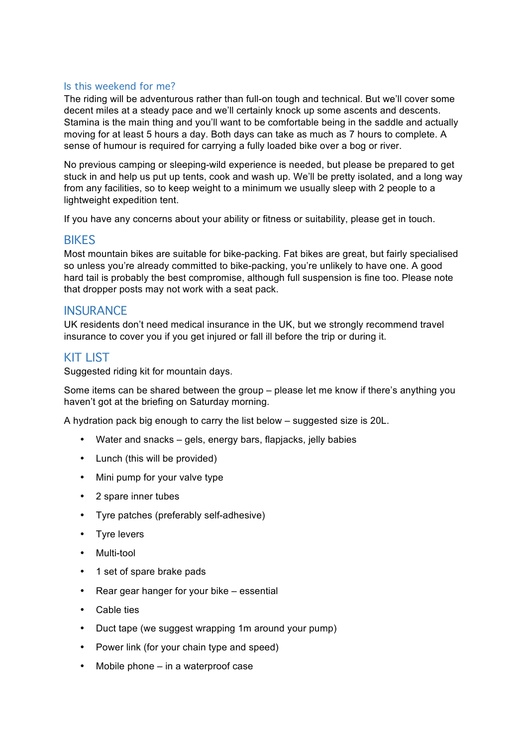## Is this weekend for me?

The riding will be adventurous rather than full-on tough and technical. But we'll cover some decent miles at a steady pace and we'll certainly knock up some ascents and descents. Stamina is the main thing and you'll want to be comfortable being in the saddle and actually moving for at least 5 hours a day. Both days can take as much as 7 hours to complete. A sense of humour is required for carrying a fully loaded bike over a bog or river.

No previous camping or sleeping-wild experience is needed, but please be prepared to get stuck in and help us put up tents, cook and wash up. We'll be pretty isolated, and a long way from any facilities, so to keep weight to a minimum we usually sleep with 2 people to a lightweight expedition tent.

If you have any concerns about your ability or fitness or suitability, please get in touch.

## BIKES

Most mountain bikes are suitable for bike-packing. Fat bikes are great, but fairly specialised so unless you're already committed to bike-packing, you're unlikely to have one. A good hard tail is probably the best compromise, although full suspension is fine too. Please note that dropper posts may not work with a seat pack.

## INSURANCE

UK residents don't need medical insurance in the UK, but we strongly recommend travel insurance to cover you if you get injured or fall ill before the trip or during it.

## KIT LIST

Suggested riding kit for mountain days.

Some items can be shared between the group – please let me know if there's anything you haven't got at the briefing on Saturday morning.

A hydration pack big enough to carry the list below – suggested size is 20L.

- Water and snacks – gels, energy bars, flapjacks, jelly babies
- Lunch (this will be provided)
- Mini pump for your valve type
- 2 spare inner tubes
- Tyre patches (preferably self-adhesive)
- Tyre levers
- Multi-tool
- 1 set of spare brake pads
- Rear gear hanger for your bike – essential
- Cable ties
- Duct tape (we suggest wrapping 1m around your pump)
- Power link (for your chain type and speed)
- Mobile phone – in a waterproof case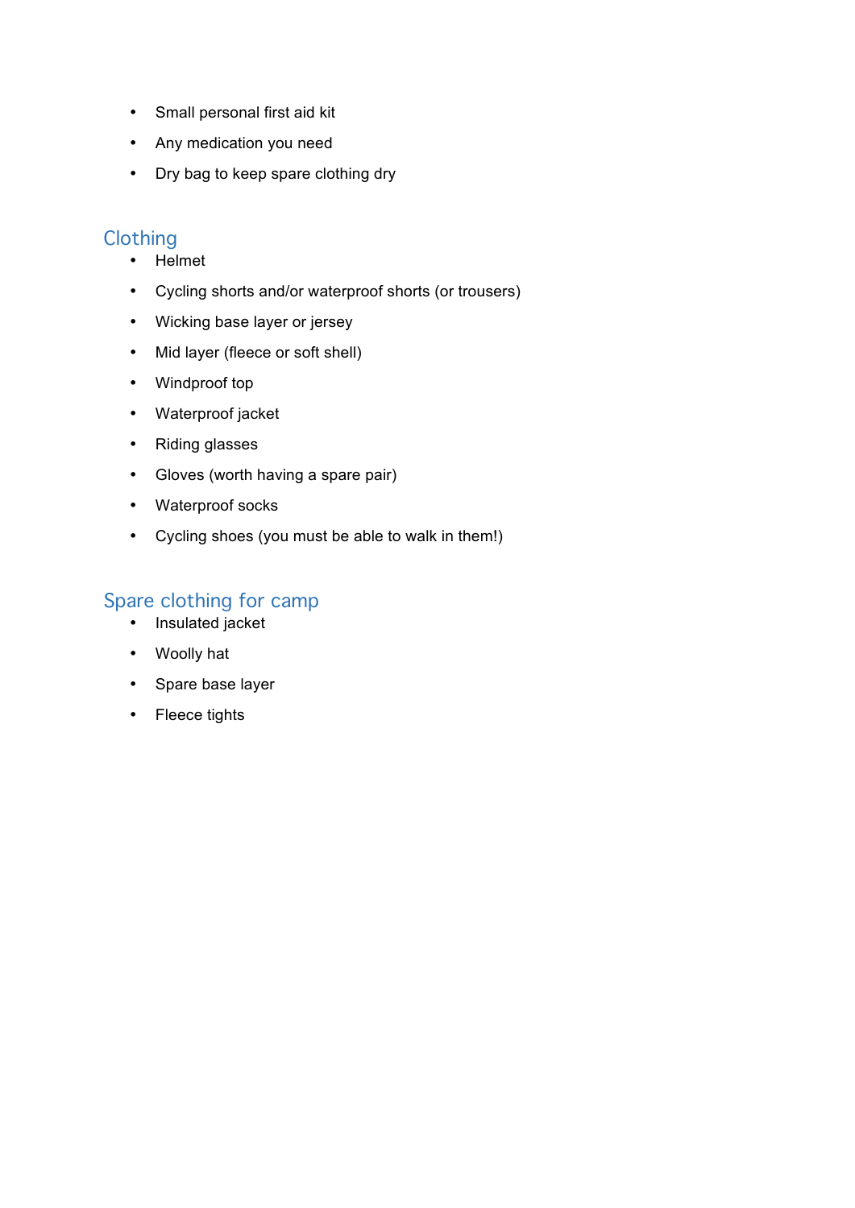- Small personal first aid kit
- Any medication you need
- Dry bag to keep spare clothing dry

## Clothing

- Helmet
- Cycling shorts and/or waterproof shorts (or trousers)
- Wicking base layer or jersey
- Mid layer (fleece or soft shell)
- Windproof top
- Waterproof jacket
- Riding glasses
- Gloves (worth having a spare pair)
- Waterproof socks
- Cycling shoes (you must be able to walk in them!)

## Spare clothing for camp

- Insulated jacket
- Woolly hat
- Spare base layer
- Fleece tights